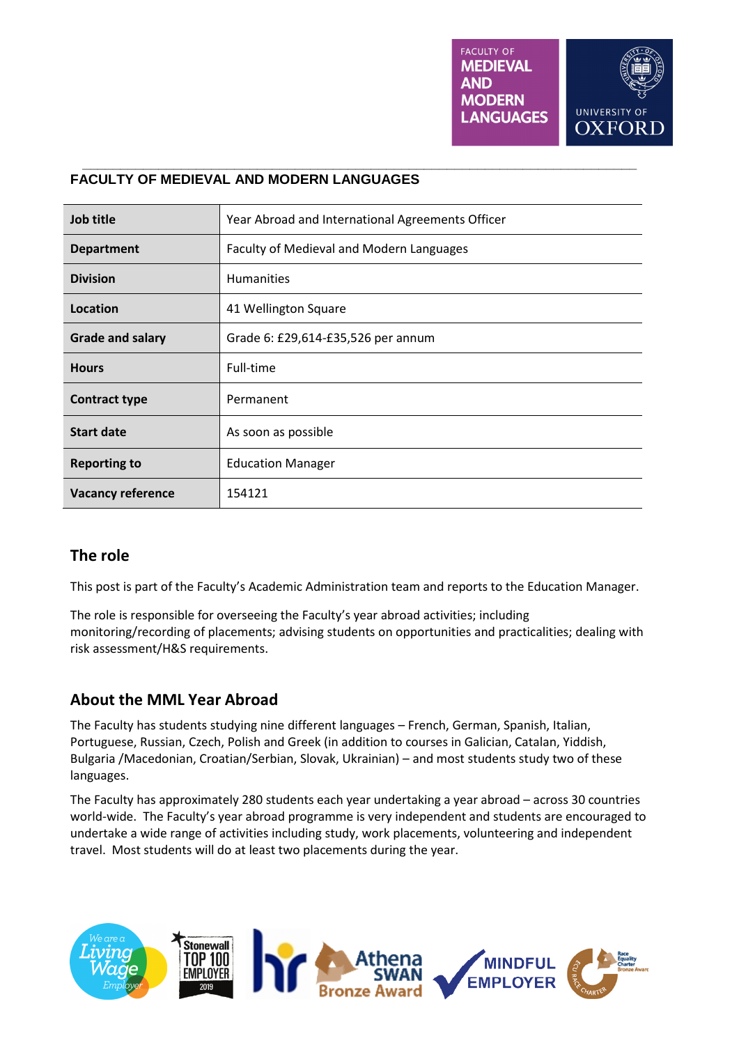# FACULTY OF MEDIEVAL AND MODERN LANGUAGES

| | |
|---|---|
| **Job title** | Year Abroad and International Agreements Officer |
| **Department** | Faculty of Medieval and Modern Languages |
| **Division** | Humanities |
| **Location** | 41 Wellington Square |
| **Grade and salary** | Grade 6: £29,614-£35,526 per annum |
| **Hours** | Full-time |
| **Contract type** | Permanent |
| **Start date** | As soon as possible |
| **Reporting to** | Education Manager |
| **Vacancy reference** | 154121 |

## The role

This post is part of the Faculty's Academic Administration team and reports to the Education Manager.

The role is responsible for overseeing the Faculty's year abroad activities; including monitoring/recording of placements; advising students on opportunities and practicalities; dealing with risk assessment/H&S requirements.

## About the MML Year Abroad

The Faculty has students studying nine different languages – French, German, Spanish, Italian, Portuguese, Russian, Czech, Polish and Greek (in addition to courses in Galician, Catalan, Yiddish, Bulgaria /Macedonian, Croatian/Serbian, Slovak, Ukrainian) – and most students study two of these languages.

The Faculty has approximately 280 students each year undertaking a year abroad – across 30 countries world-wide. The Faculty's year abroad programme is very independent and students are encouraged to undertake a wide range of activities including study, work placements, volunteering and independent travel. Most students will do at least two placements during the year.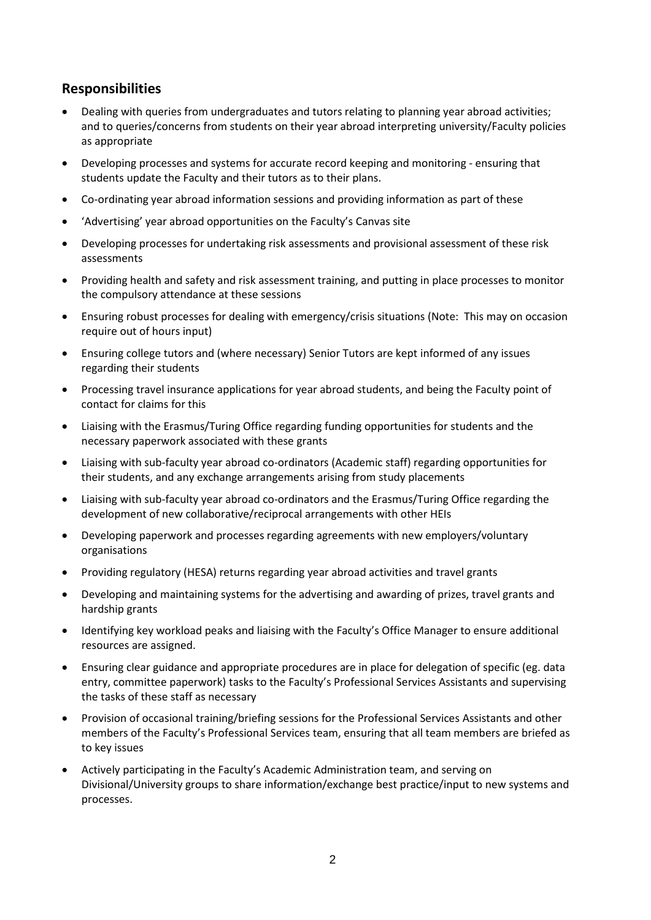## Responsibilities

- Dealing with queries from undergraduates and tutors relating to planning year abroad activities; and to queries/concerns from students on their year abroad interpreting university/Faculty policies as appropriate
- Developing processes and systems for accurate record keeping and monitoring - ensuring that students update the Faculty and their tutors as to their plans.
- Co-ordinating year abroad information sessions and providing information as part of these
- 'Advertising' year abroad opportunities on the Faculty's Canvas site
- Developing processes for undertaking risk assessments and provisional assessment of these risk assessments
- Providing health and safety and risk assessment training, and putting in place processes to monitor the compulsory attendance at these sessions
- Ensuring robust processes for dealing with emergency/crisis situations (Note: This may on occasion require out of hours input)
- Ensuring college tutors and (where necessary) Senior Tutors are kept informed of any issues regarding their students
- Processing travel insurance applications for year abroad students, and being the Faculty point of contact for claims for this
- Liaising with the Erasmus/Turing Office regarding funding opportunities for students and the necessary paperwork associated with these grants
- Liaising with sub-faculty year abroad co-ordinators (Academic staff) regarding opportunities for their students, and any exchange arrangements arising from study placements
- Liaising with sub-faculty year abroad co-ordinators and the Erasmus/Turing Office regarding the development of new collaborative/reciprocal arrangements with other HEIs
- Developing paperwork and processes regarding agreements with new employers/voluntary organisations
- Providing regulatory (HESA) returns regarding year abroad activities and travel grants
- Developing and maintaining systems for the advertising and awarding of prizes, travel grants and hardship grants
- Identifying key workload peaks and liaising with the Faculty's Office Manager to ensure additional resources are assigned.
- Ensuring clear guidance and appropriate procedures are in place for delegation of specific (eg. data entry, committee paperwork) tasks to the Faculty's Professional Services Assistants and supervising the tasks of these staff as necessary
- Provision of occasional training/briefing sessions for the Professional Services Assistants and other members of the Faculty's Professional Services team, ensuring that all team members are briefed as to key issues
- Actively participating in the Faculty's Academic Administration team, and serving on Divisional/University groups to share information/exchange best practice/input to new systems and processes.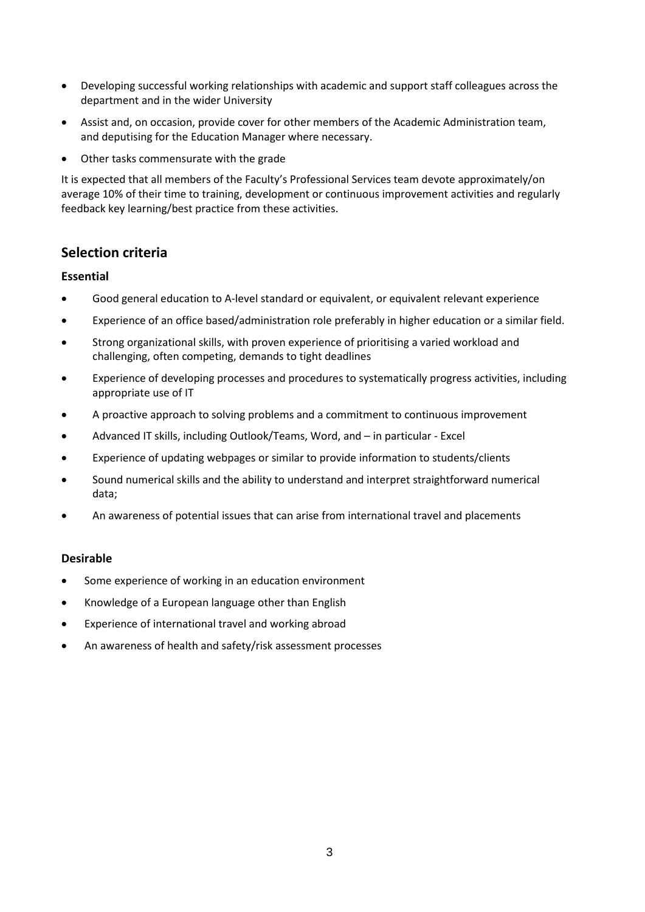- Developing successful working relationships with academic and support staff colleagues across the department and in the wider University
- Assist and, on occasion, provide cover for other members of the Academic Administration team, and deputising for the Education Manager where necessary.
- Other tasks commensurate with the grade

It is expected that all members of the Faculty's Professional Services team devote approximately/on average 10% of their time to training, development or continuous improvement activities and regularly feedback key learning/best practice from these activities.

## Selection criteria

### Essential

- Good general education to A-level standard or equivalent, or equivalent relevant experience
- Experience of an office based/administration role preferably in higher education or a similar field.
- Strong organizational skills, with proven experience of prioritising a varied workload and challenging, often competing, demands to tight deadlines
- Experience of developing processes and procedures to systematically progress activities, including appropriate use of IT
- A proactive approach to solving problems and a commitment to continuous improvement
- Advanced IT skills, including Outlook/Teams, Word, and – in particular - Excel
- Experience of updating webpages or similar to provide information to students/clients
- Sound numerical skills and the ability to understand and interpret straightforward numerical data;
- An awareness of potential issues that can arise from international travel and placements

### Desirable

- Some experience of working in an education environment
- Knowledge of a European language other than English
- Experience of international travel and working abroad
- An awareness of health and safety/risk assessment processes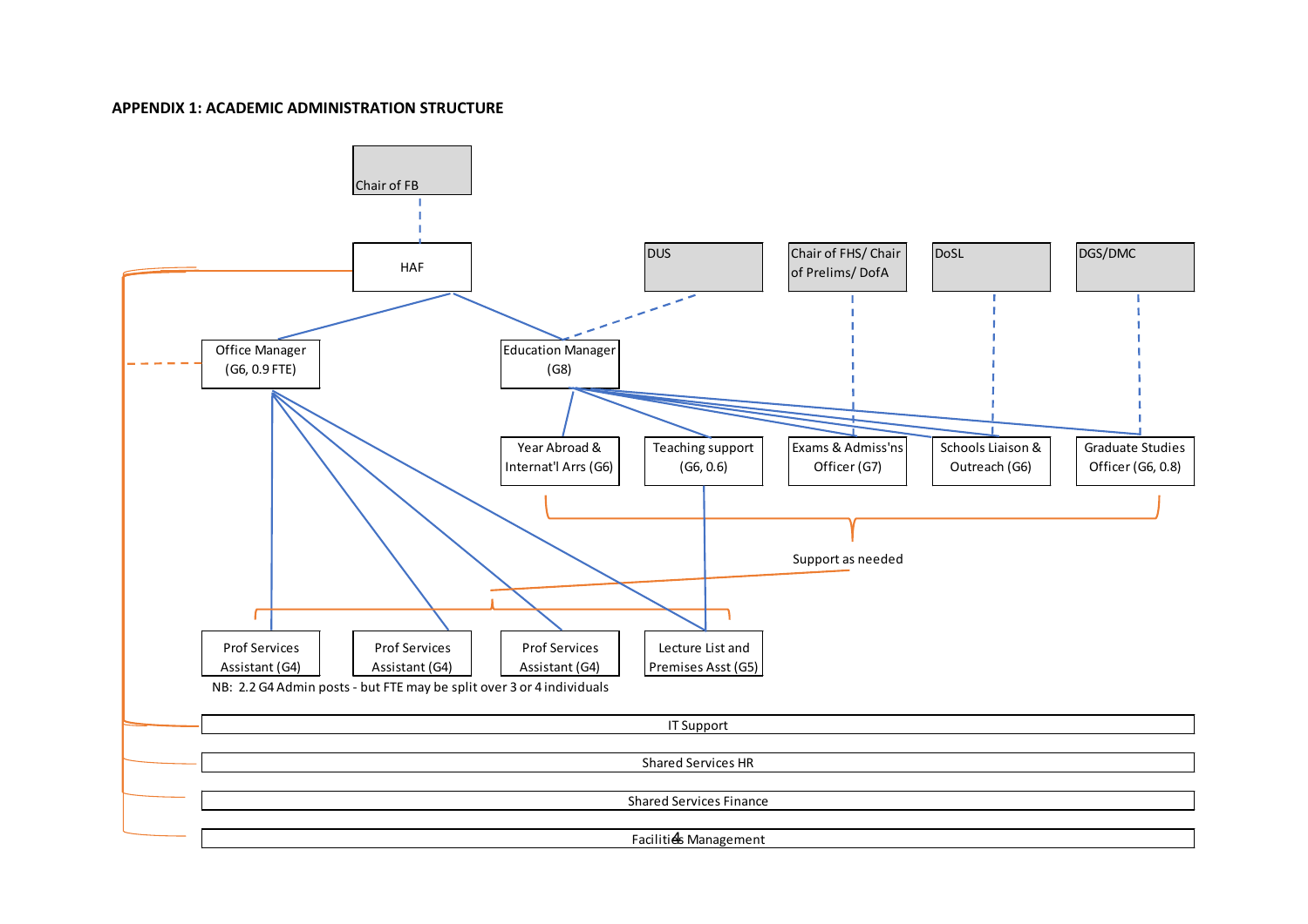**APPENDIX 1: ACADEMIC ADMINISTRATION STRUCTURE**

Chair of FB

HAF

DUS

Chair of FHS/ Chair of Prelims/ DofA

DoSL

DGS/DMC

Office Manager (G6, 0.9 FTE)

Education Manager (G8)

Year Abroad & Internat'l Arrs (G6)

Teaching support (G6, 0.6)

Exams & Admiss'ns Officer (G7)

Schools Liaison & Outreach (G6)

Graduate Studies Officer (G6, 0.8)

Support as needed

Prof Services Assistant (G4)

Prof Services Assistant (G4)

Prof Services Assistant (G4)

Lecture List and Premises Asst (G5)

NB: 2.2 G4 Admin posts - but FTE may be split over 3 or 4 individuals

IT Support

Shared Services HR

Shared Services Finance

Facilities Management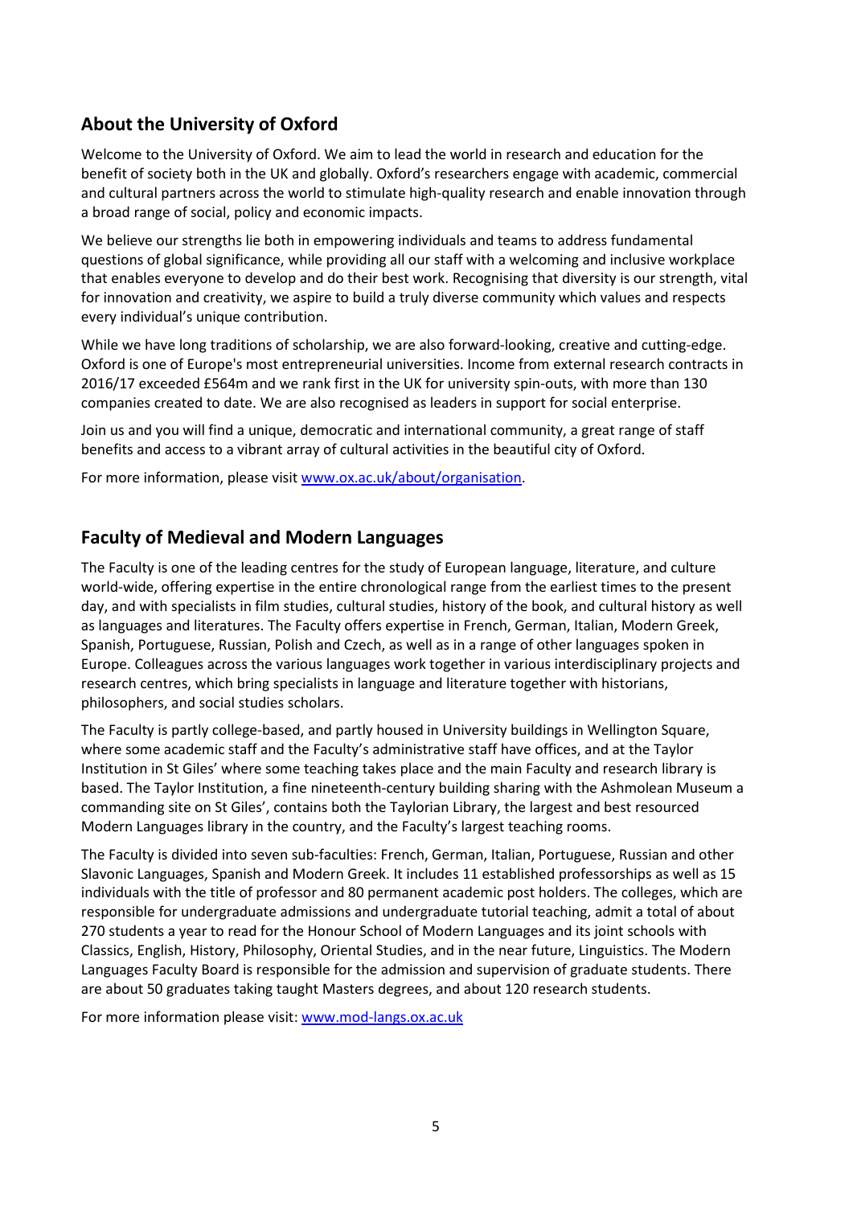## About the University of Oxford

Welcome to the University of Oxford. We aim to lead the world in research and education for the benefit of society both in the UK and globally. Oxford's researchers engage with academic, commercial and cultural partners across the world to stimulate high-quality research and enable innovation through a broad range of social, policy and economic impacts.

We believe our strengths lie both in empowering individuals and teams to address fundamental questions of global significance, while providing all our staff with a welcoming and inclusive workplace that enables everyone to develop and do their best work. Recognising that diversity is our strength, vital for innovation and creativity, we aspire to build a truly diverse community which values and respects every individual's unique contribution.

While we have long traditions of scholarship, we are also forward-looking, creative and cutting-edge. Oxford is one of Europe's most entrepreneurial universities. Income from external research contracts in 2016/17 exceeded £564m and we rank first in the UK for university spin-outs, with more than 130 companies created to date. We are also recognised as leaders in support for social enterprise.

Join us and you will find a unique, democratic and international community, a great range of staff benefits and access to a vibrant array of cultural activities in the beautiful city of Oxford.

For more information, please visit [www.ox.ac.uk/about/organisation](http://www.ox.ac.uk/about/organisation).

## Faculty of Medieval and Modern Languages

The Faculty is one of the leading centres for the study of European language, literature, and culture world-wide, offering expertise in the entire chronological range from the earliest times to the present day, and with specialists in film studies, cultural studies, history of the book, and cultural history as well as languages and literatures. The Faculty offers expertise in French, German, Italian, Modern Greek, Spanish, Portuguese, Russian, Polish and Czech, as well as in a range of other languages spoken in Europe. Colleagues across the various languages work together in various interdisciplinary projects and research centres, which bring specialists in language and literature together with historians, philosophers, and social studies scholars.

The Faculty is partly college-based, and partly housed in University buildings in Wellington Square, where some academic staff and the Faculty's administrative staff have offices, and at the Taylor Institution in St Giles' where some teaching takes place and the main Faculty and research library is based. The Taylor Institution, a fine nineteenth-century building sharing with the Ashmolean Museum a commanding site on St Giles', contains both the Taylorian Library, the largest and best resourced Modern Languages library in the country, and the Faculty's largest teaching rooms.

The Faculty is divided into seven sub-faculties: French, German, Italian, Portuguese, Russian and other Slavonic Languages, Spanish and Modern Greek. It includes 11 established professorships as well as 15 individuals with the title of professor and 80 permanent academic post holders. The colleges, which are responsible for undergraduate admissions and undergraduate tutorial teaching, admit a total of about 270 students a year to read for the Honour School of Modern Languages and its joint schools with Classics, English, History, Philosophy, Oriental Studies, and in the near future, Linguistics. The Modern Languages Faculty Board is responsible for the admission and supervision of graduate students. There are about 50 graduates taking taught Masters degrees, and about 120 research students.

For more information please visit: [www.mod-langs.ox.ac.uk](http://www.mod-langs.ox.ac.uk)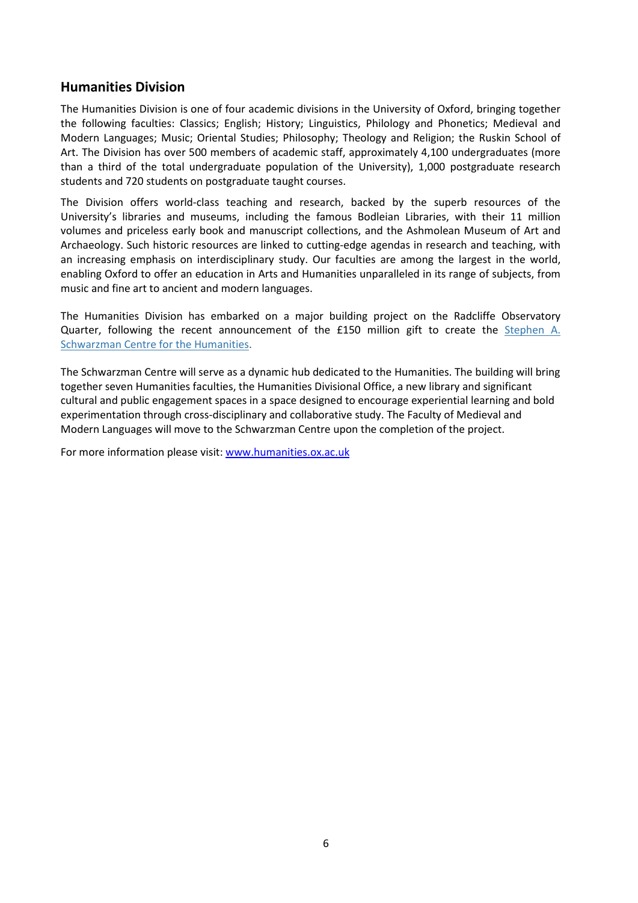## Humanities Division

The Humanities Division is one of four academic divisions in the University of Oxford, bringing together the following faculties: Classics; English; History; Linguistics, Philology and Phonetics; Medieval and Modern Languages; Music; Oriental Studies; Philosophy; Theology and Religion; the Ruskin School of Art. The Division has over 500 members of academic staff, approximately 4,100 undergraduates (more than a third of the total undergraduate population of the University), 1,000 postgraduate research students and 720 students on postgraduate taught courses.

The Division offers world-class teaching and research, backed by the superb resources of the University's libraries and museums, including the famous Bodleian Libraries, with their 11 million volumes and priceless early book and manuscript collections, and the Ashmolean Museum of Art and Archaeology. Such historic resources are linked to cutting-edge agendas in research and teaching, with an increasing emphasis on interdisciplinary study. Our faculties are among the largest in the world, enabling Oxford to offer an education in Arts and Humanities unparalleled in its range of subjects, from music and fine art to ancient and modern languages.

The Humanities Division has embarked on a major building project on the Radcliffe Observatory Quarter, following the recent announcement of the £150 million gift to create the [Stephen A. Schwarzman Centre for the Humanities](Stephen A. Schwarzman Centre for the Humanities).

The Schwarzman Centre will serve as a dynamic hub dedicated to the Humanities. The building will bring together seven Humanities faculties, the Humanities Divisional Office, a new library and significant cultural and public engagement spaces in a space designed to encourage experiential learning and bold experimentation through cross-disciplinary and collaborative study. The Faculty of Medieval and Modern Languages will move to the Schwarzman Centre upon the completion of the project.

For more information please visit: [www.humanities.ox.ac.uk](www.humanities.ox.ac.uk)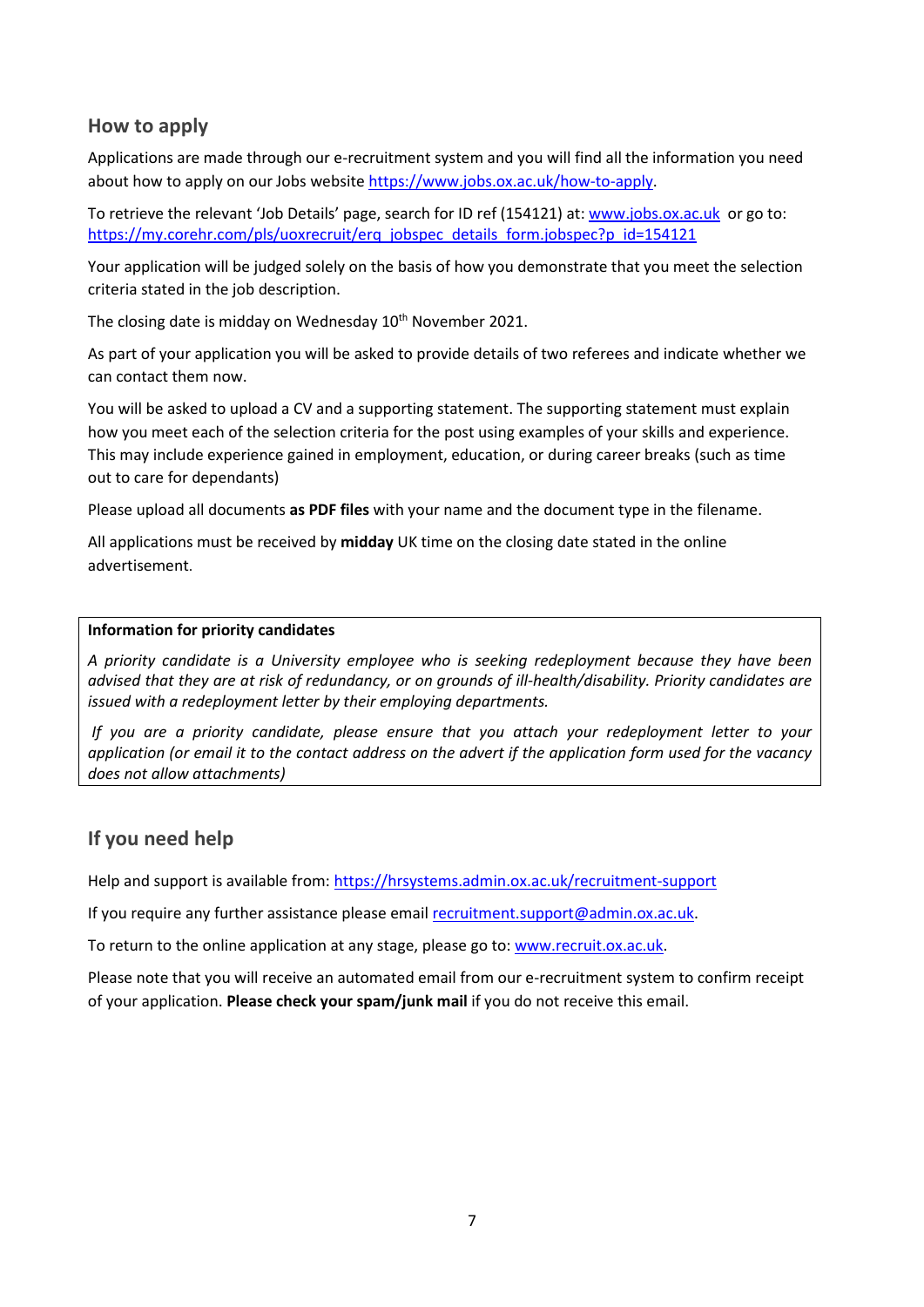## How to apply

Applications are made through our e-recruitment system and you will find all the information you need about how to apply on our Jobs website https://www.jobs.ox.ac.uk/how-to-apply.

To retrieve the relevant 'Job Details' page, search for ID ref (154121) at: www.jobs.ox.ac.uk or go to: https://my.corehr.com/pls/uoxrecruit/erq_jobspec_details_form.jobspec?p_id=154121

Your application will be judged solely on the basis of how you demonstrate that you meet the selection criteria stated in the job description.

The closing date is midday on Wednesday 10th November 2021.

As part of your application you will be asked to provide details of two referees and indicate whether we can contact them now.

You will be asked to upload a CV and a supporting statement. The supporting statement must explain how you meet each of the selection criteria for the post using examples of your skills and experience. This may include experience gained in employment, education, or during career breaks (such as time out to care for dependants)

Please upload all documents **as PDF files** with your name and the document type in the filename.

All applications must be received by **midday** UK time on the closing date stated in the online advertisement.

**Information for priority candidates**

*A priority candidate is a University employee who is seeking redeployment because they have been advised that they are at risk of redundancy, or on grounds of ill-health/disability. Priority candidates are issued with a redeployment letter by their employing departments.*

*If you are a priority candidate, please ensure that you attach your redeployment letter to your application (or email it to the contact address on the advert if the application form used for the vacancy does not allow attachments)*

## If you need help

Help and support is available from: https://hrsystems.admin.ox.ac.uk/recruitment-support

If you require any further assistance please email recruitment.support@admin.ox.ac.uk.

To return to the online application at any stage, please go to: www.recruit.ox.ac.uk.

Please note that you will receive an automated email from our e-recruitment system to confirm receipt of your application. **Please check your spam/junk mail** if you do not receive this email.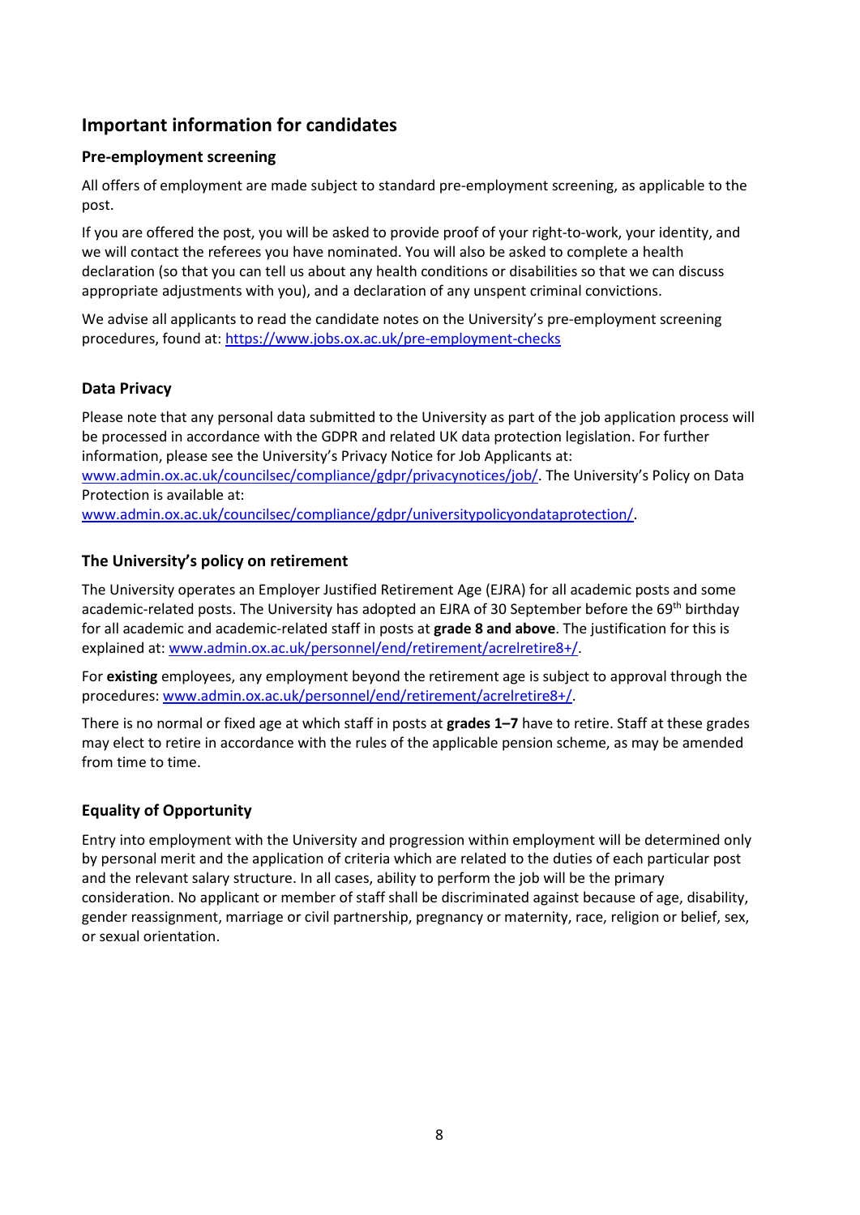## Important information for candidates

### Pre-employment screening

All offers of employment are made subject to standard pre-employment screening, as applicable to the post.

If you are offered the post, you will be asked to provide proof of your right-to-work, your identity, and we will contact the referees you have nominated. You will also be asked to complete a health declaration (so that you can tell us about any health conditions or disabilities so that we can discuss appropriate adjustments with you), and a declaration of any unspent criminal convictions.

We advise all applicants to read the candidate notes on the University's pre-employment screening procedures, found at: https://www.jobs.ox.ac.uk/pre-employment-checks

### Data Privacy

Please note that any personal data submitted to the University as part of the job application process will be processed in accordance with the GDPR and related UK data protection legislation. For further information, please see the University's Privacy Notice for Job Applicants at: www.admin.ox.ac.uk/councilsec/compliance/gdpr/privacynotices/job/. The University's Policy on Data Protection is available at: www.admin.ox.ac.uk/councilsec/compliance/gdpr/universitypolicyondataprotection/.

### The University's policy on retirement

The University operates an Employer Justified Retirement Age (EJRA) for all academic posts and some academic-related posts. The University has adopted an EJRA of 30 September before the 69th birthday for all academic and academic-related staff in posts at **grade 8 and above**. The justification for this is explained at: www.admin.ox.ac.uk/personnel/end/retirement/acrelretire8+/.

For **existing** employees, any employment beyond the retirement age is subject to approval through the procedures: www.admin.ox.ac.uk/personnel/end/retirement/acrelretire8+/.

There is no normal or fixed age at which staff in posts at **grades 1–7** have to retire. Staff at these grades may elect to retire in accordance with the rules of the applicable pension scheme, as may be amended from time to time.

### Equality of Opportunity

Entry into employment with the University and progression within employment will be determined only by personal merit and the application of criteria which are related to the duties of each particular post and the relevant salary structure. In all cases, ability to perform the job will be the primary consideration. No applicant or member of staff shall be discriminated against because of age, disability, gender reassignment, marriage or civil partnership, pregnancy or maternity, race, religion or belief, sex, or sexual orientation.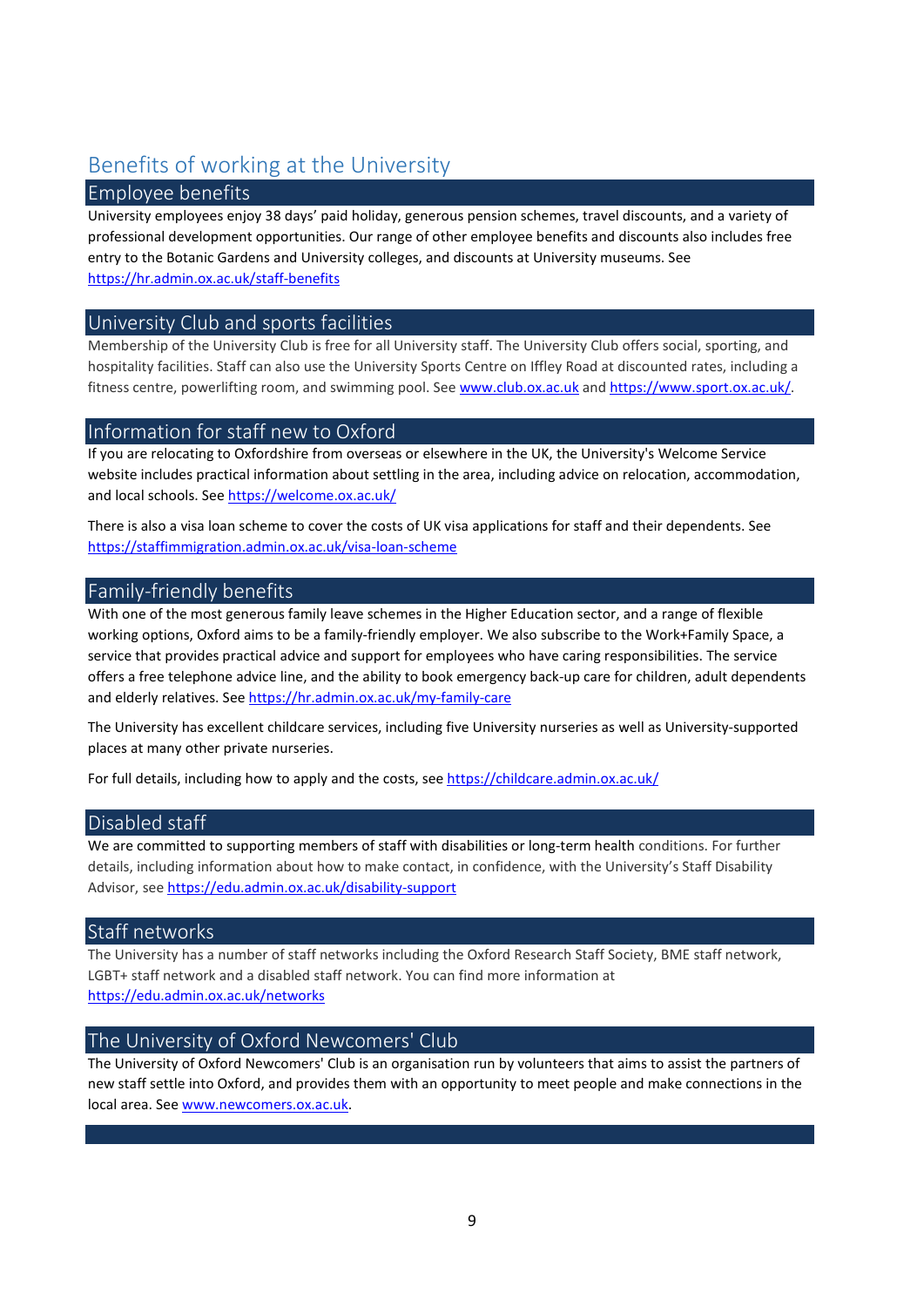# Benefits of working at the University

## Employee benefits

University employees enjoy 38 days' paid holiday, generous pension schemes, travel discounts, and a variety of professional development opportunities. Our range of other employee benefits and discounts also includes free entry to the Botanic Gardens and University colleges, and discounts at University museums. See https://hr.admin.ox.ac.uk/staff-benefits

## University Club and sports facilities

Membership of the University Club is free for all University staff. The University Club offers social, sporting, and hospitality facilities. Staff can also use the University Sports Centre on Iffley Road at discounted rates, including a fitness centre, powerlifting room, and swimming pool. See www.club.ox.ac.uk and https://www.sport.ox.ac.uk/.

## Information for staff new to Oxford

If you are relocating to Oxfordshire from overseas or elsewhere in the UK, the University's Welcome Service website includes practical information about settling in the area, including advice on relocation, accommodation, and local schools. See https://welcome.ox.ac.uk/

There is also a visa loan scheme to cover the costs of UK visa applications for staff and their dependents. See https://staffimmigration.admin.ox.ac.uk/visa-loan-scheme

## Family-friendly benefits

With one of the most generous family leave schemes in the Higher Education sector, and a range of flexible working options, Oxford aims to be a family-friendly employer. We also subscribe to the Work+Family Space, a service that provides practical advice and support for employees who have caring responsibilities. The service offers a free telephone advice line, and the ability to book emergency back-up care for children, adult dependents and elderly relatives. See https://hr.admin.ox.ac.uk/my-family-care

The University has excellent childcare services, including five University nurseries as well as University-supported places at many other private nurseries.

For full details, including how to apply and the costs, see https://childcare.admin.ox.ac.uk/

## Disabled staff

We are committed to supporting members of staff with disabilities or long-term health conditions. For further details, including information about how to make contact, in confidence, with the University's Staff Disability Advisor, see https://edu.admin.ox.ac.uk/disability-support

## Staff networks

The University has a number of staff networks including the Oxford Research Staff Society, BME staff network, LGBT+ staff network and a disabled staff network. You can find more information at https://edu.admin.ox.ac.uk/networks

## The University of Oxford Newcomers' Club

The University of Oxford Newcomers' Club is an organisation run by volunteers that aims to assist the partners of new staff settle into Oxford, and provides them with an opportunity to meet people and make connections in the local area. See www.newcomers.ox.ac.uk.